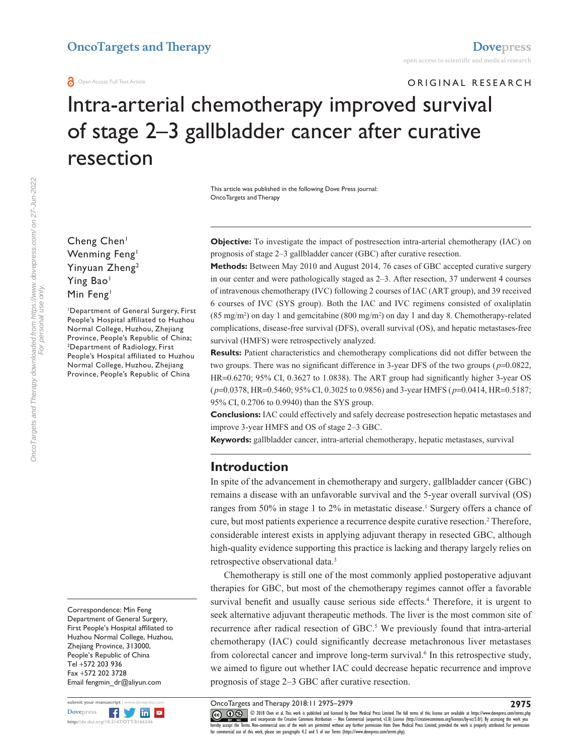ORIGINAL RESEARCH

# Intra-arterial chemotherapy improved survival of stage 2–3 gallbladder cancer after curative resection

This article was published in the following Dove Press journal:
OncoTargets and Therapy

Cheng Chen[1]
Wenming Feng[1]
Yinyuan Zheng[2]
Ying Bao[1]
Min Feng[1]

[1]Department of General Surgery, First People's Hospital affiliated to Huzhou Normal College, Huzhou, Zhejiang Province, People's Republic of China; [2]Department of Radiology, First People's Hospital affiliated to Huzhou Normal College, Huzhou, Zhejiang Province, People's Republic of China

Correspondence: Min Feng
Department of General Surgery, First People's Hospital affiliated to Huzhou Normal College, Huzhou, Zhejiang Province, 313000, People's Republic of China
Tel +572 203 936
Fax +572 202 3728
Email fengmin_dr@aliyun.com

**Objective:** To investigate the impact of postresection intra-arterial chemotherapy (IAC) on prognosis of stage 2–3 gallbladder cancer (GBC) after curative resection.

**Methods:** Between May 2010 and August 2014, 76 cases of GBC accepted curative surgery in our center and were pathologically staged as 2–3. After resection, 37 underwent 4 courses of intravenous chemotherapy (IVC) following 2 courses of IAC (ART group), and 39 received 6 courses of IVC (SYS group). Both the IAC and IVC regimens consisted of oxaliplatin (85 mg/m$^2$) on day 1 and gemcitabine (800 mg/m$^2$) on day 1 and day 8. Chemotherapy-related complications, disease-free survival (DFS), overall survival (OS), and hepatic metastases-free survival (HMFS) were retrospectively analyzed.

**Results:** Patient characteristics and chemotherapy complications did not differ between the two groups. There was no significant difference in 3-year DFS of the two groups ($p$=0.0822, HR=0.6270; 95% CI, 0.3627 to 1.0838). The ART group had significantly higher 3-year OS ($p$=0.0378, HR=0.5460; 95% CI, 0.3025 to 0.9856) and 3-year HMFS ($p$=0.0414, HR=0.5187; 95% CI, 0.2706 to 0.9940) than the SYS group.

**Conclusions:** IAC could effectively and safely decrease postresection hepatic metastases and improve 3-year HMFS and OS of stage 2–3 GBC.

**Keywords:** gallbladder cancer, intra-arterial chemotherapy, hepatic metastases, survival

## Introduction

In spite of the advancement in chemotherapy and surgery, gallbladder cancer (GBC) remains a disease with an unfavorable survival and the 5-year overall survival (OS) ranges from 50% in stage 1 to 2% in metastatic disease.[1] Surgery offers a chance of cure, but most patients experience a recurrence despite curative resection.[2] Therefore, considerable interest exists in applying adjuvant therapy in resected GBC, although high-quality evidence supporting this practice is lacking and therapy largely relies on retrospective observational data.[3]

Chemotherapy is still one of the most commonly applied postoperative adjuvant therapies for GBC, but most of the chemotherapy regimes cannot offer a favorable survival benefit and usually cause serious side effects.[4] Therefore, it is urgent to seek alternative adjuvant therapeutic methods. The liver is the most common site of recurrence after radical resection of GBC.[5] We previously found that intra-arterial chemotherapy (IAC) could significantly decrease metachronous liver metastases from colorectal cancer and improve long-term survival.[6] In this retrospective study, we aimed to figure out whether IAC could decrease hepatic recurrence and improve prognosis of stage 2–3 GBC after curative resection.

© 2018 Chen et al. This work is published and licensed by Dove Medical Press Limited. The full terms of this license are available at https://www.dovepress.com/terms.php and incorporate the Creative Commons Attribution – Non Commercial (unported, v3.0) License (http://creativecommons.org/licenses/by-nc/3.0/). By accessing the work you hereby accept the Terms. Non-commercial uses of the work are permitted without any further permission from Dove Medical Press Limited, provided the work is properly attributed. For permission for commercial use of this work, please see paragraphs 4.2 and 5 of our Terms (https://www.dovepress.com/terms.php).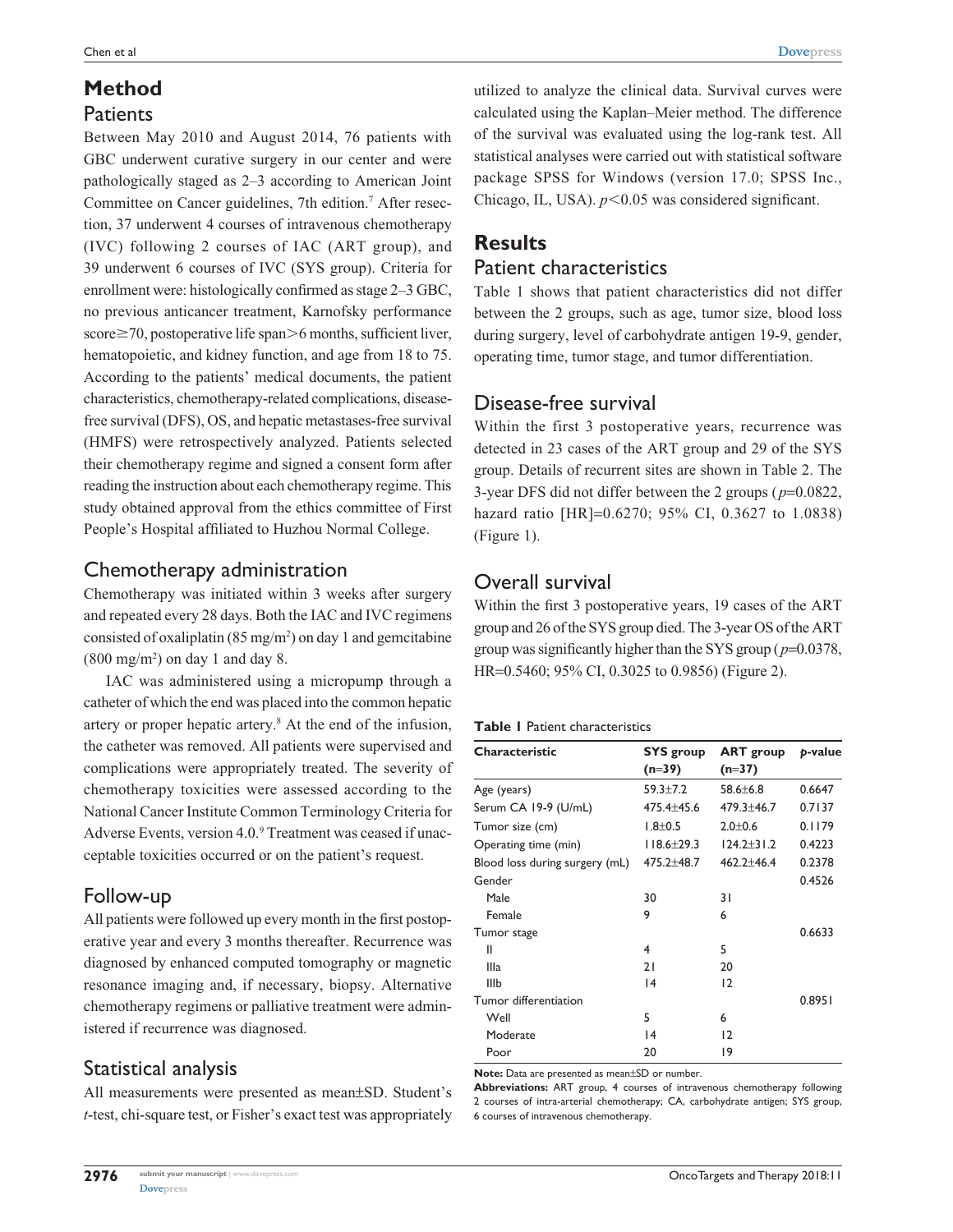# Method

## Patients

Between May 2010 and August 2014, 76 patients with GBC underwent curative surgery in our center and were pathologically staged as 2–3 according to American Joint Committee on Cancer guidelines, 7th edition.[7] After resection, 37 underwent 4 courses of intravenous chemotherapy (IVC) following 2 courses of IAC (ART group), and 39 underwent 6 courses of IVC (SYS group). Criteria for enrollment were: histologically confirmed as stage 2–3 GBC, no previous anticancer treatment, Karnofsky performance score≥70, postoperative life span>6 months, sufficient liver, hematopoietic, and kidney function, and age from 18 to 75. According to the patients' medical documents, the patient characteristics, chemotherapy-related complications, disease-free survival (DFS), OS, and hepatic metastases-free survival (HMFS) were retrospectively analyzed. Patients selected their chemotherapy regime and signed a consent form after reading the instruction about each chemotherapy regime. This study obtained approval from the ethics committee of First People's Hospital affiliated to Huzhou Normal College.

## Chemotherapy administration

Chemotherapy was initiated within 3 weeks after surgery and repeated every 28 days. Both the IAC and IVC regimens consisted of oxaliplatin (85 mg/m$^2$) on day 1 and gemcitabine (800 mg/m$^2$) on day 1 and day 8.

IAC was administered using a micropump through a catheter of which the end was placed into the common hepatic artery or proper hepatic artery.[8] At the end of the infusion, the catheter was removed. All patients were supervised and complications were appropriately treated. The severity of chemotherapy toxicities were assessed according to the National Cancer Institute Common Terminology Criteria for Adverse Events, version 4.0.[9] Treatment was ceased if unacceptable toxicities occurred or on the patient's request.

## Follow-up

All patients were followed up every month in the first postoperative year and every 3 months thereafter. Recurrence was diagnosed by enhanced computed tomography or magnetic resonance imaging and, if necessary, biopsy. Alternative chemotherapy regimens or palliative treatment were administered if recurrence was diagnosed.

## Statistical analysis

All measurements were presented as mean±SD. Student's *t*-test, chi-square test, or Fisher's exact test was appropriately utilized to analyze the clinical data. Survival curves were calculated using the Kaplan–Meier method. The difference of the survival was evaluated using the log-rank test. All statistical analyses were carried out with statistical software package SPSS for Windows (version 17.0; SPSS Inc., Chicago, IL, USA). $p<0.05$ was considered significant.

# Results

## Patient characteristics

Table 1 shows that patient characteristics did not differ between the 2 groups, such as age, tumor size, blood loss during surgery, level of carbohydrate antigen 19-9, gender, operating time, tumor stage, and tumor differentiation.

## Disease-free survival

Within the first 3 postoperative years, recurrence was detected in 23 cases of the ART group and 29 of the SYS group. Details of recurrent sites are shown in Table 2. The 3-year DFS did not differ between the 2 groups ($p$=0.0822, hazard ratio [HR]=0.6270; 95% CI, 0.3627 to 1.0838) (Figure 1).

## Overall survival

Within the first 3 postoperative years, 19 cases of the ART group and 26 of the SYS group died. The 3-year OS of the ART group was significantly higher than the SYS group ($p$=0.0378, HR=0.5460; 95% CI, 0.3025 to 0.9856) (Figure 2).

**Table 1** Patient characteristics

| Characteristic | SYS group (n=39) | ART group (n=37) | *p*-value |
|---|---|---|---|
| Age (years) | 59.3±7.2 | 58.6±6.8 | 0.6647 |
| Serum CA 19-9 (U/mL) | 475.4±45.6 | 479.3±46.7 | 0.7137 |
| Tumor size (cm) | 1.8±0.5 | 2.0±0.6 | 0.1179 |
| Operating time (min) | 118.6±29.3 | 124.2±31.2 | 0.4223 |
| Blood loss during surgery (mL) | 475.2±48.7 | 462.2±46.4 | 0.2378 |
| Gender | | | 0.4526 |
| Male | 30 | 31 | |
| Female | 9 | 6 | |
| Tumor stage | | | 0.6633 |
| II | 4 | 5 | |
| IIIa | 21 | 20 | |
| IIIb | 14 | 12 | |
| Tumor differentiation | | | 0.8951 |
| Well | 5 | 6 | |
| Moderate | 14 | 12 | |
| Poor | 20 | 19 | |

**Note:** Data are presented as mean±SD or number.

**Abbreviations:** ART group, 4 courses of intravenous chemotherapy following 2 courses of intra-arterial chemotherapy; CA, carbohydrate antigen; SYS group, 6 courses of intravenous chemotherapy.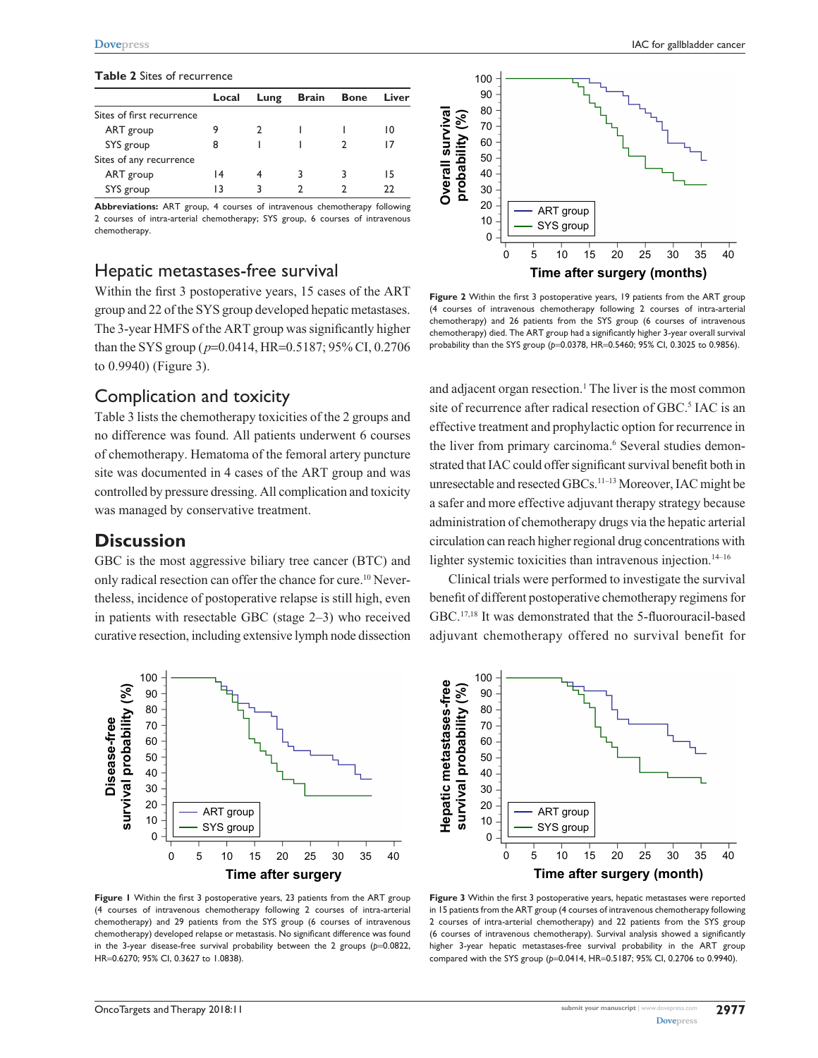**Table 2** Sites of recurrence

| | Local | Lung | Brain | Bone | Liver |
|---|---|---|---|---|---|
| Sites of first recurrence | | | | | |
| ART group | 9 | 2 | 1 | 1 | 10 |
| SYS group | 8 | 1 | 1 | 2 | 17 |
| Sites of any recurrence | | | | | |
| ART group | 14 | 4 | 3 | 3 | 15 |
| SYS group | 13 | 3 | 2 | 2 | 22 |

**Abbreviations:** ART group, 4 courses of intravenous chemotherapy following 2 courses of intra-arterial chemotherapy; SYS group, 6 courses of intravenous chemotherapy.

## Hepatic metastases-free survival

Within the first 3 postoperative years, 15 cases of the ART group and 22 of the SYS group developed hepatic metastases. The 3-year HMFS of the ART group was significantly higher than the SYS group ($p$=0.0414, HR=0.5187; 95% CI, 0.2706 to 0.9940) (Figure 3).

## Complication and toxicity

Table 3 lists the chemotherapy toxicities of the 2 groups and no difference was found. All patients underwent 6 courses of chemotherapy. Hematoma of the femoral artery puncture site was documented in 4 cases of the ART group and was controlled by pressure dressing. All complication and toxicity was managed by conservative treatment.

# Discussion

GBC is the most aggressive biliary tree cancer (BTC) and only radical resection can offer the chance for cure.[10] Nevertheless, incidence of postoperative relapse is still high, even in patients with resectable GBC (stage 2–3) who received curative resection, including extensive lymph node dissection and adjacent organ resection.[1] The liver is the most common site of recurrence after radical resection of GBC.[5] IAC is an effective treatment and prophylactic option for recurrence in the liver from primary carcinoma.[6] Several studies demonstrated that IAC could offer significant survival benefit both in unresectable and resected GBCs.[11–13] Moreover, IAC might be a safer and more effective adjuvant therapy strategy because administration of chemotherapy drugs via the hepatic arterial circulation can reach higher regional drug concentrations with lighter systemic toxicities than intravenous injection.[14–16]

Clinical trials were performed to investigate the survival benefit of different postoperative chemotherapy regimens for GBC.[17,18] It was demonstrated that the 5-fluorouracil-based adjuvant chemotherapy offered no survival benefit for

**Figure 2** Within the first 3 postoperative years, 19 patients from the ART group (4 courses of intravenous chemotherapy following 2 courses of intra-arterial chemotherapy) and 26 patients from the SYS group (6 courses of intravenous chemotherapy) died. The ART group had a significantly higher 3-year overall survival probability than the SYS group ($p$=0.0378, HR=0.5460; 95% CI, 0.3025 to 0.9856).

**Figure 1** Within the first 3 postoperative years, 23 patients from the ART group (4 courses of intravenous chemotherapy following 2 courses of intra-arterial chemotherapy) and 29 patients from the SYS group (6 courses of intravenous chemotherapy) developed relapse or metastasis. No significant difference was found in the 3-year disease-free survival probability between the 2 groups ($p$=0.0822, HR=0.6270; 95% CI, 0.3627 to 1.0838).

**Figure 3** Within the first 3 postoperative years, hepatic metastases were reported in 15 patients from the ART group (4 courses of intravenous chemotherapy following 2 courses of intra-arterial chemotherapy) and 22 patients from the SYS group (6 courses of intravenous chemotherapy). Survival analysis showed a significantly higher 3-year hepatic metastases-free survival probability in the ART group compared with the SYS group ($p$=0.0414, HR=0.5187; 95% CI, 0.2706 to 0.9940).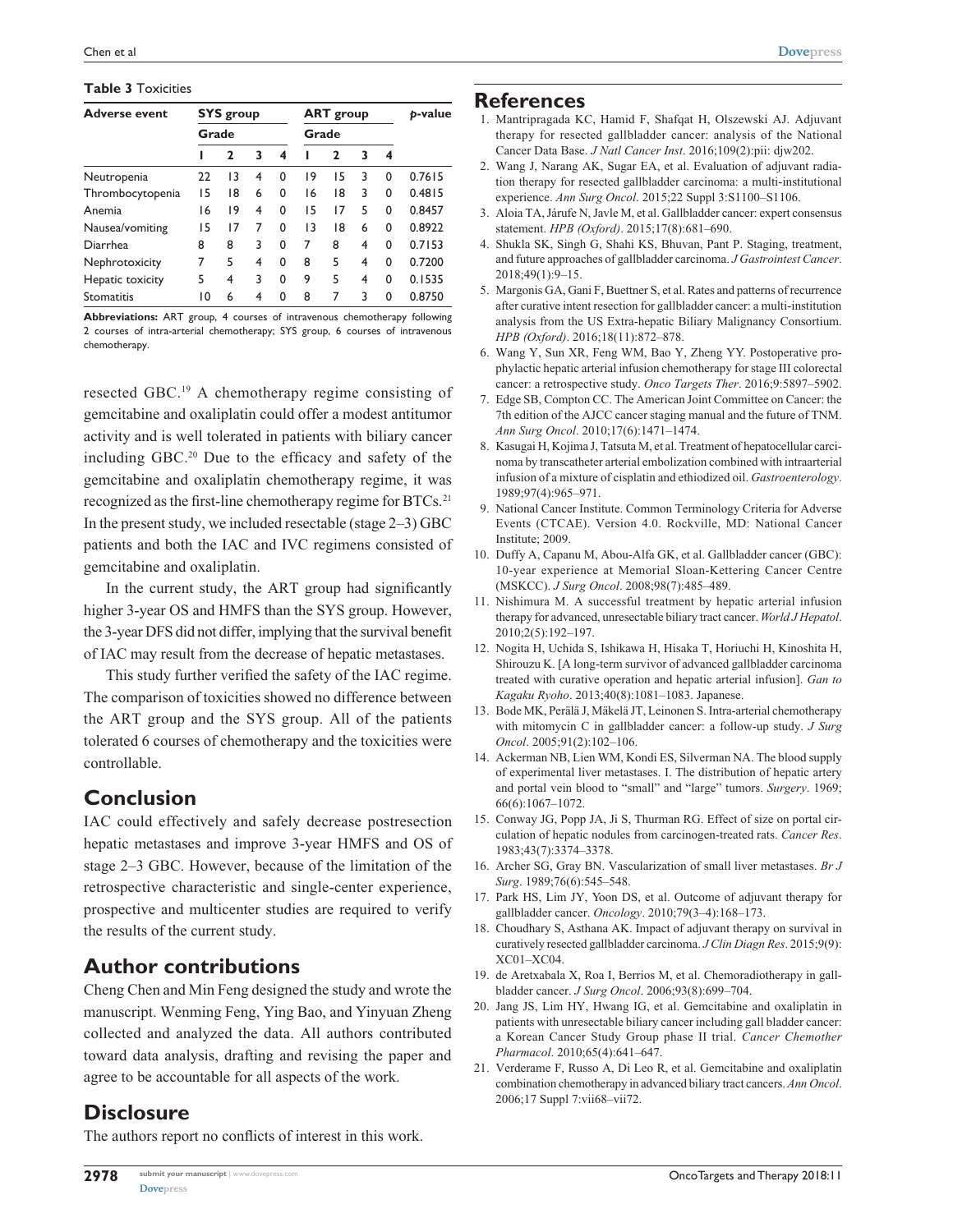**Table 3** Toxicities

| Adverse event | SYS group | | | | ART group | | | | *p*-value |
|---|---|---|---|---|---|---|---|---|---|
| | Grade | | | | Grade | | | | |
| | 1 | 2 | 3 | 4 | 1 | 2 | 3 | 4 | |
| Neutropenia | 22 | 13 | 4 | 0 | 19 | 15 | 3 | 0 | 0.7615 |
| Thrombocytopenia | 15 | 18 | 6 | 0 | 16 | 18 | 3 | 0 | 0.4815 |
| Anemia | 16 | 19 | 4 | 0 | 15 | 17 | 5 | 0 | 0.8457 |
| Nausea/vomiting | 15 | 17 | 7 | 0 | 13 | 18 | 6 | 0 | 0.8922 |
| Diarrhea | 8 | 8 | 3 | 0 | 7 | 8 | 4 | 0 | 0.7153 |
| Nephrotoxicity | 7 | 5 | 4 | 0 | 8 | 5 | 4 | 0 | 0.7200 |
| Hepatic toxicity | 5 | 4 | 3 | 0 | 9 | 5 | 4 | 0 | 0.1535 |
| Stomatitis | 10 | 6 | 4 | 0 | 8 | 7 | 3 | 0 | 0.8750 |

**Abbreviations:** ART group, 4 courses of intravenous chemotherapy following 2 courses of intra-arterial chemotherapy; SYS group, 6 courses of intravenous chemotherapy.

resected GBC.[19] A chemotherapy regime consisting of gemcitabine and oxaliplatin could offer a modest antitumor activity and is well tolerated in patients with biliary cancer including GBC.[20] Due to the efficacy and safety of the gemcitabine and oxaliplatin chemotherapy regime, it was recognized as the first-line chemotherapy regime for BTCs.[21] In the present study, we included resectable (stage 2–3) GBC patients and both the IAC and IVC regimens consisted of gemcitabine and oxaliplatin.

In the current study, the ART group had significantly higher 3-year OS and HMFS than the SYS group. However, the 3-year DFS did not differ, implying that the survival benefit of IAC may result from the decrease of hepatic metastases.

This study further verified the safety of the IAC regime. The comparison of toxicities showed no difference between the ART group and the SYS group. All of the patients tolerated 6 courses of chemotherapy and the toxicities were controllable.

## Conclusion

IAC could effectively and safely decrease postresection hepatic metastases and improve 3-year HMFS and OS of stage 2–3 GBC. However, because of the limitation of the retrospective characteristic and single-center experience, prospective and multicenter studies are required to verify the results of the current study.

## Author contributions

Cheng Chen and Min Feng designed the study and wrote the manuscript. Wenming Feng, Ying Bao, and Yinyuan Zheng collected and analyzed the data. All authors contributed toward data analysis, drafting and revising the paper and agree to be accountable for all aspects of the work.

## Disclosure

The authors report no conflicts of interest in this work.

## References

1. Mantripragada KC, Hamid F, Shafqat H, Olszewski AJ. Adjuvant therapy for resected gallbladder cancer: analysis of the National Cancer Data Base. *J Natl Cancer Inst*. 2016;109(2):pii: djw202.
2. Wang J, Narang AK, Sugar EA, et al. Evaluation of adjuvant radiation therapy for resected gallbladder carcinoma: a multi-institutional experience. *Ann Surg Oncol*. 2015;22 Suppl 3:S1100–S1106.
3. Aloia TA, Járufe N, Javle M, et al. Gallbladder cancer: expert consensus statement. *HPB (Oxford)*. 2015;17(8):681–690.
4. Shukla SK, Singh G, Shahi KS, Bhuvan, Pant P. Staging, treatment, and future approaches of gallbladder carcinoma. *J Gastrointest Cancer*. 2018;49(1):9–15.
5. Margonis GA, Gani F, Buettner S, et al. Rates and patterns of recurrence after curative intent resection for gallbladder cancer: a multi-institution analysis from the US Extra-hepatic Biliary Malignancy Consortium. *HPB (Oxford)*. 2016;18(11):872–878.
6. Wang Y, Sun XR, Feng WM, Bao Y, Zheng YY. Postoperative prophylactic hepatic arterial infusion chemotherapy for stage III colorectal cancer: a retrospective study. *Onco Targets Ther*. 2016;9:5897–5902.
7. Edge SB, Compton CC. The American Joint Committee on Cancer: the 7th edition of the AJCC cancer staging manual and the future of TNM. *Ann Surg Oncol*. 2010;17(6):1471–1474.
8. Kasugai H, Kojima J, Tatsuta M, et al. Treatment of hepatocellular carcinoma by transcatheter arterial embolization combined with intraarterial infusion of a mixture of cisplatin and ethiodized oil. *Gastroenterology*. 1989;97(4):965–971.
9. National Cancer Institute. Common Terminology Criteria for Adverse Events (CTCAE). Version 4.0. Rockville, MD: National Cancer Institute; 2009.
10. Duffy A, Capanu M, Abou-Alfa GK, et al. Gallbladder cancer (GBC): 10-year experience at Memorial Sloan-Kettering Cancer Centre (MSKCC). *J Surg Oncol*. 2008;98(7):485–489.
11. Nishimura M. A successful treatment by hepatic arterial infusion therapy for advanced, unresectable biliary tract cancer. *World J Hepatol*. 2010;2(5):192–197.
12. Nogita H, Uchida S, Ishikawa H, Hisaka T, Horiuchi H, Kinoshita H, Shirouzu K. [A long-term survivor of advanced gallbladder carcinoma treated with curative operation and hepatic arterial infusion]. *Gan to Kagaku Ryoho*. 2013;40(8):1081–1083. Japanese.
13. Bode MK, Perälä J, Mäkelä JT, Leinonen S. Intra-arterial chemotherapy with mitomycin C in gallbladder cancer: a follow-up study. *J Surg Oncol*. 2005;91(2):102–106.
14. Ackerman NB, Lien WM, Kondi ES, Silverman NA. The blood supply of experimental liver metastases. I. The distribution of hepatic artery and portal vein blood to "small" and "large" tumors. *Surgery*. 1969;66(6):1067–1072.
15. Conway JG, Popp JA, Ji S, Thurman RG. Effect of size on portal circulation of hepatic nodules from carcinogen-treated rats. *Cancer Res*. 1983;43(7):3374–3378.
16. Archer SG, Gray BN. Vascularization of small liver metastases. *Br J Surg*. 1989;76(6):545–548.
17. Park HS, Lim JY, Yoon DS, et al. Outcome of adjuvant therapy for gallbladder cancer. *Oncology*. 2010;79(3–4):168–173.
18. Choudhary S, Asthana AK. Impact of adjuvant therapy on survival in curatively resected gallbladder carcinoma. *J Clin Diagn Res*. 2015;9(9):XC01–XC04.
19. de Aretxabala X, Roa I, Berrios M, et al. Chemoradiotherapy in gallbladder cancer. *J Surg Oncol*. 2006;93(8):699–704.
20. Jang JS, Lim HY, Hwang IG, et al. Gemcitabine and oxaliplatin in patients with unresectable biliary cancer including gall bladder cancer: a Korean Cancer Study Group phase II trial. *Cancer Chemother Pharmacol*. 2010;65(4):641–647.
21. Verderame F, Russo A, Di Leo R, et al. Gemcitabine and oxaliplatin combination chemotherapy in advanced biliary tract cancers. *Ann Oncol*. 2006;17 Suppl 7:vii68–vii72.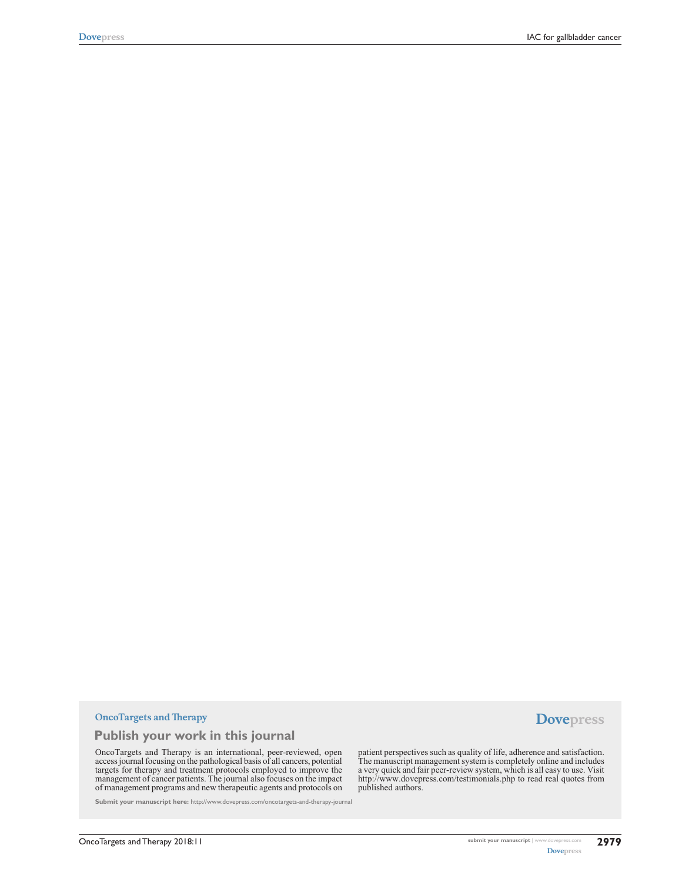**OncoTargets and Therapy**

**Dovepress**

## Publish your work in this journal

OncoTargets and Therapy is an international, peer-reviewed, open access journal focusing on the pathological basis of all cancers, potential targets for therapy and treatment protocols employed to improve the management of cancer patients. The journal also focuses on the impact of management programs and new therapeutic agents and protocols on patient perspectives such as quality of life, adherence and satisfaction. The manuscript management system is completely online and includes a very quick and fair peer-review system, which is all easy to use. Visit http://www.dovepress.com/testimonials.php to read real quotes from published authors.

**Submit your manuscript here:** http://www.dovepress.com/oncotargets-and-therapy-journal